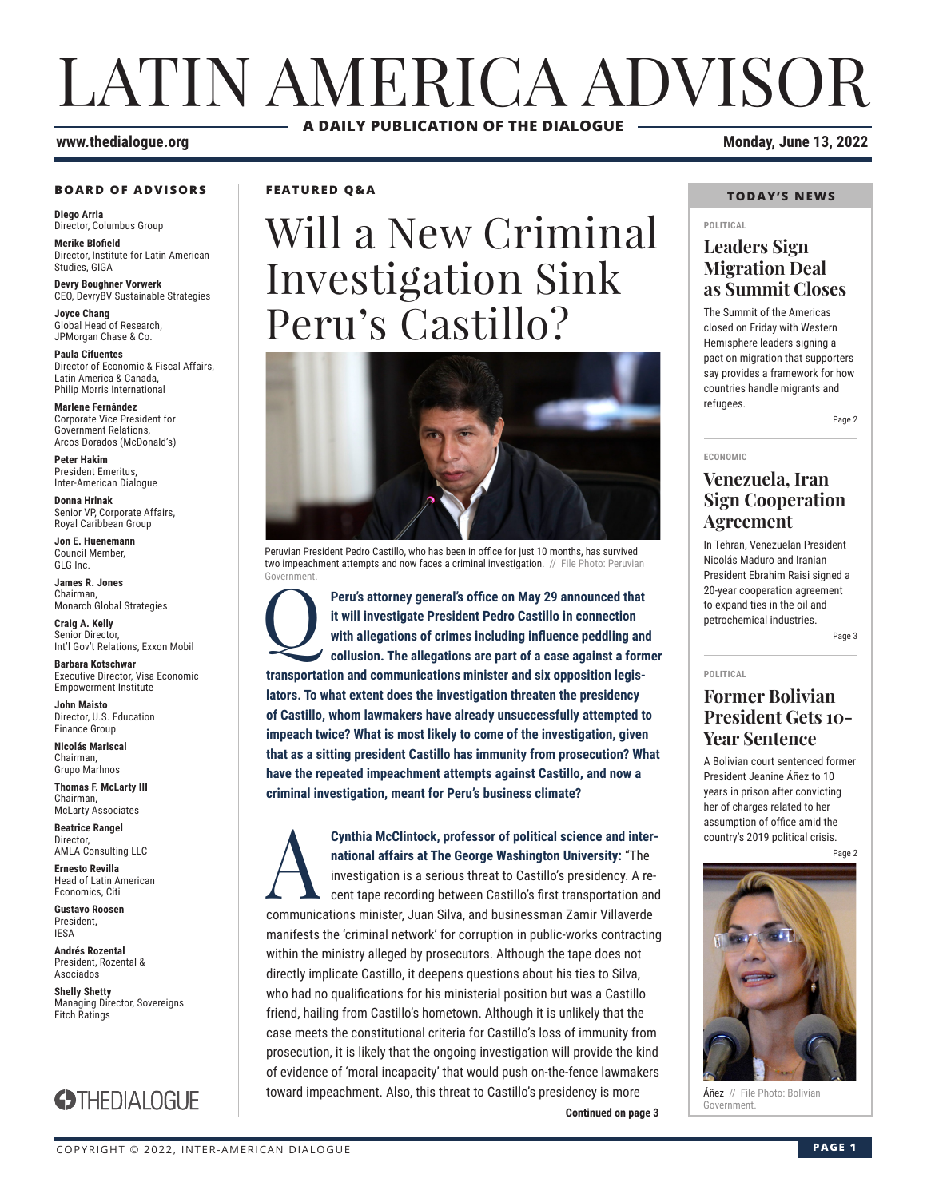# LATIN AMERICA ADVISOR

**A DAILY PUBLICATION OF THE DIALOGUE**

**www.thedialogue.org**

**Monday, June 13, 2022**

**FEATURED Q&A**

# Will a New Criminal Investigation Sink Peru's Castillo?

Peruvian President Pedro Castillo, who has been in office for just 10 months, has survived two impeachment attempts and now faces a criminal investigation. // File Photo: Peruvian Government.

**Q** **Peru's attorney general's office on May 29 announced that it will investigate President Pedro Castillo in connection with allegations of crimes including influence peddling and collusion. The allegations are part of a case against a former transportation and communications minister and six opposition legislators. To what extent does the investigation threaten the presidency of Castillo, whom lawmakers have already unsuccessfully attempted to impeach twice? What is most likely to come of the investigation, given that as a sitting president Castillo has immunity from prosecution? What have the repeated impeachment attempts against Castillo, and now a criminal investigation, meant for Peru's business climate?**

**A** **Cynthia McClintock, professor of political science and international affairs at The George Washington University:** "The investigation is a serious threat to Castillo's presidency. A recent tape recording between Castillo's first transportation and communications minister, Juan Silva, and businessman Zamir Villaverde manifests the 'criminal network' for corruption in public-works contracting within the ministry alleged by prosecutors. Although the tape does not directly implicate Castillo, it deepens questions about his ties to Silva, who had no qualifications for his ministerial position but was a Castillo friend, hailing from Castillo's hometown. Although it is unlikely that the case meets the constitutional criteria for Castillo's loss of immunity from prosecution, it is likely that the ongoing investigation will provide the kind of evidence of 'moral incapacity' that would push on-the-fence lawmakers toward impeachment. Also, this threat to Castillo's presidency is more

**Continued on page 3**

## BOARD OF ADVISORS

**Diego Arria**
Director, Columbus Group

**Merike Blofield**
Director, Institute for Latin American Studies, GIGA

**Devry Boughner Vorwerk**
CEO, DevryBV Sustainable Strategies

**Joyce Chang**
Global Head of Research, JPMorgan Chase & Co.

**Paula Cifuentes**
Director of Economic & Fiscal Affairs, Latin America & Canada, Philip Morris International

**Marlene Fernández**
Corporate Vice President for Government Relations, Arcos Dorados (McDonald's)

**Peter Hakim**
President Emeritus, Inter-American Dialogue

**Donna Hrinak**
Senior VP, Corporate Affairs, Royal Caribbean Group

**Jon E. Huenemann**
Council Member, GLG Inc.

**James R. Jones**
Chairman, Monarch Global Strategies

**Craig A. Kelly**
Senior Director, Int'l Gov't Relations, Exxon Mobil

**Barbara Kotschwar**
Executive Director, Visa Economic Empowerment Institute

**John Maisto**
Director, U.S. Education Finance Group

**Nicolás Mariscal**
Chairman, Grupo Marhnos

**Thomas F. McLarty III**
Chairman, McLarty Associates

**Beatrice Rangel**
Director, AMLA Consulting LLC

**Ernesto Revilla**
Head of Latin American Economics, Citi

**Gustavo Roosen**
President, IESA

**Andrés Rozental**
President, Rozental & Asociados

**Shelly Shetty**
Managing Director, Sovereigns Fitch Ratings

THEDIALOGUE

## TODAY'S NEWS

**POLITICAL**

### Leaders Sign Migration Deal as Summit Closes

The Summit of the Americas closed on Friday with Western Hemisphere leaders signing a pact on migration that supporters say provides a framework for how countries handle migrants and refugees.

Page 2

**ECONOMIC**

### Venezuela, Iran Sign Cooperation Agreement

In Tehran, Venezuelan President Nicolás Maduro and Iranian President Ebrahim Raisi signed a 20-year cooperation agreement to expand ties in the oil and petrochemical industries.

Page 3

**POLITICAL**

### Former Bolivian President Gets 10-Year Sentence

A Bolivian court sentenced former President Jeanine Áñez to 10 years in prison after convicting her of charges related to her assumption of office amid the country's 2019 political crisis.

Page 2

Áñez // File Photo: Bolivian Government.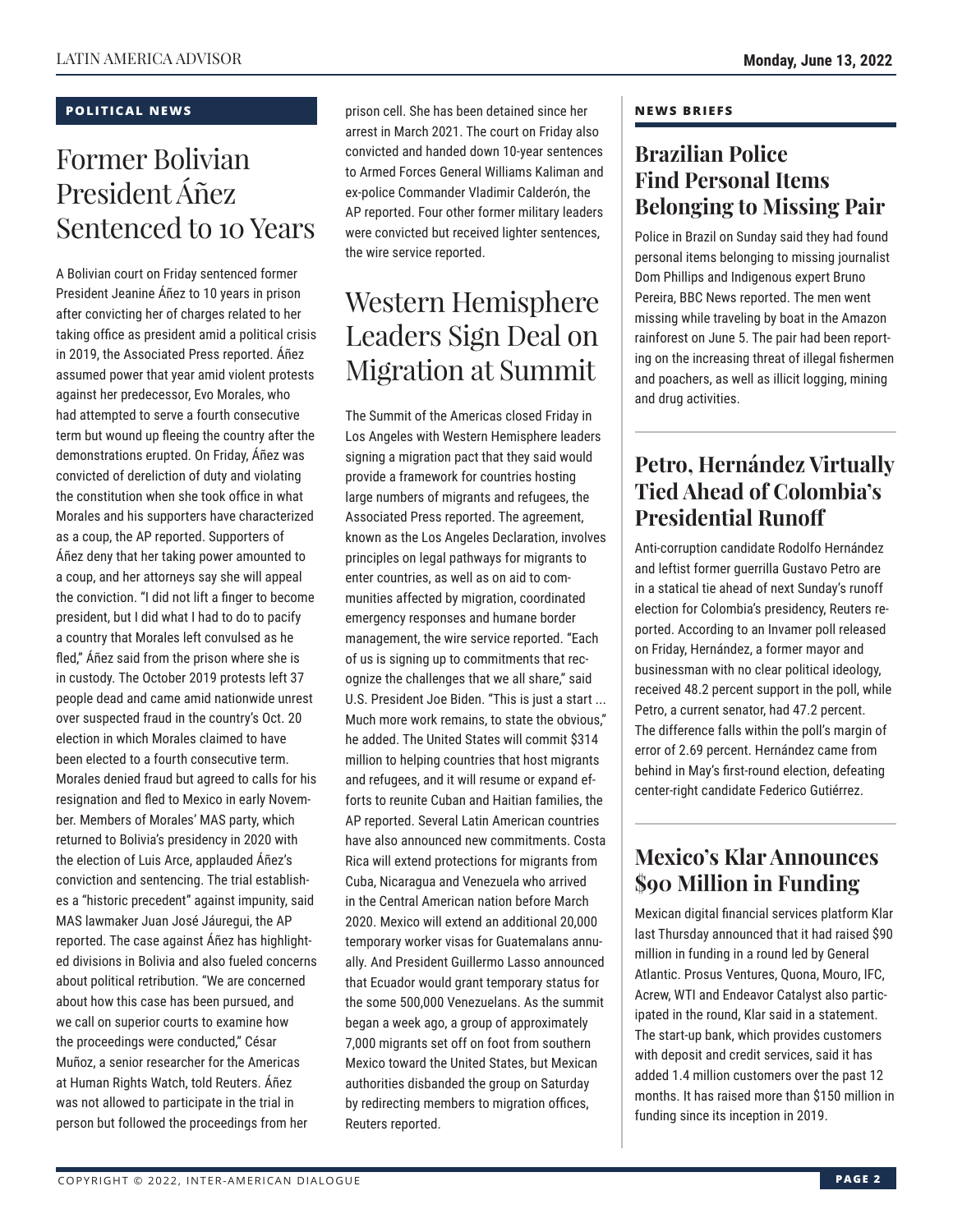**POLITICAL NEWS**

# Former Bolivian President Áñez Sentenced to 10 Years

A Bolivian court on Friday sentenced former President Jeanine Áñez to 10 years in prison after convicting her of charges related to her taking office as president amid a political crisis in 2019, the Associated Press reported. Áñez assumed power that year amid violent protests against her predecessor, Evo Morales, who had attempted to serve a fourth consecutive term but wound up fleeing the country after the demonstrations erupted. On Friday, Áñez was convicted of dereliction of duty and violating the constitution when she took office in what Morales and his supporters have characterized as a coup, the AP reported. Supporters of Áñez deny that her taking power amounted to a coup, and her attorneys say she will appeal the conviction. "I did not lift a finger to become president, but I did what I had to do to pacify a country that Morales left convulsed as he fled," Áñez said from the prison where she is in custody. The October 2019 protests left 37 people dead and came amid nationwide unrest over suspected fraud in the country's Oct. 20 election in which Morales claimed to have been elected to a fourth consecutive term. Morales denied fraud but agreed to calls for his resignation and fled to Mexico in early November. Members of Morales' MAS party, which returned to Bolivia's presidency in 2020 with the election of Luis Arce, applauded Áñez's conviction and sentencing. The trial establishes a "historic precedent" against impunity, said MAS lawmaker Juan José Jáuregui, the AP reported. The case against Áñez has highlighted divisions in Bolivia and also fueled concerns about political retribution. "We are concerned about how this case has been pursued, and we call on superior courts to examine how the proceedings were conducted," César Muñoz, a senior researcher for the Americas at Human Rights Watch, told Reuters. Áñez was not allowed to participate in the trial in person but followed the proceedings from her prison cell. She has been detained since her arrest in March 2021. The court on Friday also convicted and handed down 10-year sentences to Armed Forces General Williams Kaliman and ex-police Commander Vladimir Calderón, the AP reported. Four other former military leaders were convicted but received lighter sentences, the wire service reported.

# Western Hemisphere Leaders Sign Deal on Migration at Summit

The Summit of the Americas closed Friday in Los Angeles with Western Hemisphere leaders signing a migration pact that they said would provide a framework for countries hosting large numbers of migrants and refugees, the Associated Press reported. The agreement, known as the Los Angeles Declaration, involves principles on legal pathways for migrants to enter countries, as well as on aid to communities affected by migration, coordinated emergency responses and humane border management, the wire service reported. "Each of us is signing up to commitments that recognize the challenges that we all share," said U.S. President Joe Biden. "This is just a start ... Much more work remains, to state the obvious," he added. The United States will commit $314 million to helping countries that host migrants and refugees, and it will resume or expand efforts to reunite Cuban and Haitian families, the AP reported. Several Latin American countries have also announced new commitments. Costa Rica will extend protections for migrants from Cuba, Nicaragua and Venezuela who arrived in the Central American nation before March 2020. Mexico will extend an additional 20,000 temporary worker visas for Guatemalans annually. And President Guillermo Lasso announced that Ecuador would grant temporary status for the some 500,000 Venezuelans. As the summit began a week ago, a group of approximately 7,000 migrants set off on foot from southern Mexico toward the United States, but Mexican authorities disbanded the group on Saturday by redirecting members to migration offices, Reuters reported.

**NEWS BRIEFS**

## Brazilian Police Find Personal Items Belonging to Missing Pair

Police in Brazil on Sunday said they had found personal items belonging to missing journalist Dom Phillips and Indigenous expert Bruno Pereira, BBC News reported. The men went missing while traveling by boat in the Amazon rainforest on June 5. The pair had been reporting on the increasing threat of illegal fishermen and poachers, as well as illicit logging, mining and drug activities.

## Petro, Hernández Virtually Tied Ahead of Colombia's Presidential Runoff

Anti-corruption candidate Rodolfo Hernández and leftist former guerrilla Gustavo Petro are in a statical tie ahead of next Sunday's runoff election for Colombia's presidency, Reuters reported. According to an Invamer poll released on Friday, Hernández, a former mayor and businessman with no clear political ideology, received 48.2 percent support in the poll, while Petro, a current senator, had 47.2 percent. The difference falls within the poll's margin of error of 2.69 percent. Hernández came from behind in May's first-round election, defeating center-right candidate Federico Gutiérrez.

## Mexico's Klar Announces $90 Million in Funding

Mexican digital financial services platform Klar last Thursday announced that it had raised $90 million in funding in a round led by General Atlantic. Prosus Ventures, Quona, Mouro, IFC, Acrew, WTI and Endeavor Catalyst also participated in the round, Klar said in a statement. The start-up bank, which provides customers with deposit and credit services, said it has added 1.4 million customers over the past 12 months. It has raised more than $150 million in funding since its inception in 2019.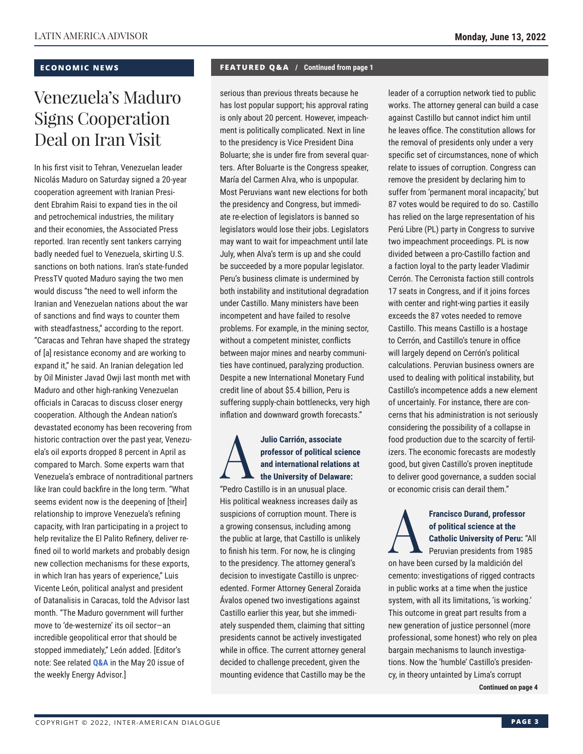## ECONOMIC NEWS

# Venezuela's Maduro Signs Cooperation Deal on Iran Visit

In his first visit to Tehran, Venezuelan leader Nicolás Maduro on Saturday signed a 20-year cooperation agreement with Iranian President Ebrahim Raisi to expand ties in the oil and petrochemical industries, the military and their economies, the Associated Press reported. Iran recently sent tankers carrying badly needed fuel to Venezuela, skirting U.S. sanctions on both nations. Iran's state-funded PressTV quoted Maduro saying the two men would discuss "the need to well inform the Iranian and Venezuelan nations about the war of sanctions and find ways to counter them with steadfastness," according to the report. "Caracas and Tehran have shaped the strategy of [a] resistance economy and are working to expand it," he said. An Iranian delegation led by Oil Minister Javad Owji last month met with Maduro and other high-ranking Venezuelan officials in Caracas to discuss closer energy cooperation. Although the Andean nation's devastated economy has been recovering from historic contraction over the past year, Venezuela's oil exports dropped 8 percent in April as compared to March. Some experts warn that Venezuela's embrace of nontraditional partners like Iran could backfire in the long term. "What seems evident now is the deepening of [their] relationship to improve Venezuela's refining capacity, with Iran participating in a project to help revitalize the El Palito Refinery, deliver refined oil to world markets and probably design new collection mechanisms for these exports, in which Iran has years of experience," Luis Vicente León, political analyst and president of Datanalisis in Caracas, told the Advisor last month. "The Maduro government will further move to 'de-westernize' its oil sector—an incredible geopolitical error that should be stopped immediately," León added. [Editor's note: See related **Q&A** in the May 20 issue of the weekly Energy Advisor.]

## FEATURED Q&A / Continued from page 1

serious than previous threats because he has lost popular support; his approval rating is only about 20 percent. However, impeachment is politically complicated. Next in line to the presidency is Vice President Dina Boluarte; she is under fire from several quarters. After Boluarte is the Congress speaker, María del Carmen Alva, who is unpopular. Most Peruvians want new elections for both the presidency and Congress, but immediate re-election of legislators is banned so legislators would lose their jobs. Legislators may want to wait for impeachment until late July, when Alva's term is up and she could be succeeded by a more popular legislator. Peru's business climate is undermined by both instability and institutional degradation under Castillo. Many ministers have been incompetent and have failed to resolve problems. For example, in the mining sector, without a competent minister, conflicts between major mines and nearby communities have continued, paralyzing production. Despite a new International Monetary Fund credit line of about $5.4 billion, Peru is suffering supply-chain bottlenecks, very high inflation and downward growth forecasts."

**A Julio Carrión, associate professor of political science and international relations at the University of Delaware:** "Pedro Castillo is in an unusual place. His political weakness increases daily as suspicions of corruption mount. There is a growing consensus, including among the public at large, that Castillo is unlikely to finish his term. For now, he is clinging to the presidency. The attorney general's decision to investigate Castillo is unprecedented. Former Attorney General Zoraida Ávalos opened two investigations against Castillo earlier this year, but she immediately suspended them, claiming that sitting presidents cannot be actively investigated while in office. The current attorney general decided to challenge precedent, given the mounting evidence that Castillo may be the leader of a corruption network tied to public works. The attorney general can build a case against Castillo but cannot indict him until he leaves office. The constitution allows for the removal of presidents only under a very specific set of circumstances, none of which relate to issues of corruption. Congress can remove the president by declaring him to suffer from 'permanent moral incapacity,' but 87 votes would be required to do so. Castillo has relied on the large representation of his Perú Libre (PL) party in Congress to survive two impeachment proceedings. PL is now divided between a pro-Castillo faction and a faction loyal to the party leader Vladimir Cerrón. The Cerronista faction still controls 17 seats in Congress, and if it joins forces with center and right-wing parties it easily exceeds the 87 votes needed to remove Castillo. This means Castillo is a hostage to Cerrón, and Castillo's tenure in office will largely depend on Cerrón's political calculations. Peruvian business owners are used to dealing with political instability, but Castillo's incompetence adds a new element of uncertainly. For instance, there are concerns that his administration is not seriously considering the possibility of a collapse in food production due to the scarcity of fertilizers. The economic forecasts are modestly good, but given Castillo's proven ineptitude to deliver good governance, a sudden social or economic crisis can derail them."

**A Francisco Durand, professor of political science at the Catholic University of Peru:** "All Peruvian presidents from 1985 on have been cursed by la maldición del cemento: investigations of rigged contracts in public works at a time when the justice system, with all its limitations, 'is working.' This outcome in great part results from a new generation of justice personnel (more professional, some honest) who rely on plea bargain mechanisms to launch investigations. Now the 'humble' Castillo's presidency, in theory untainted by Lima's corrupt

**Continued on page 4**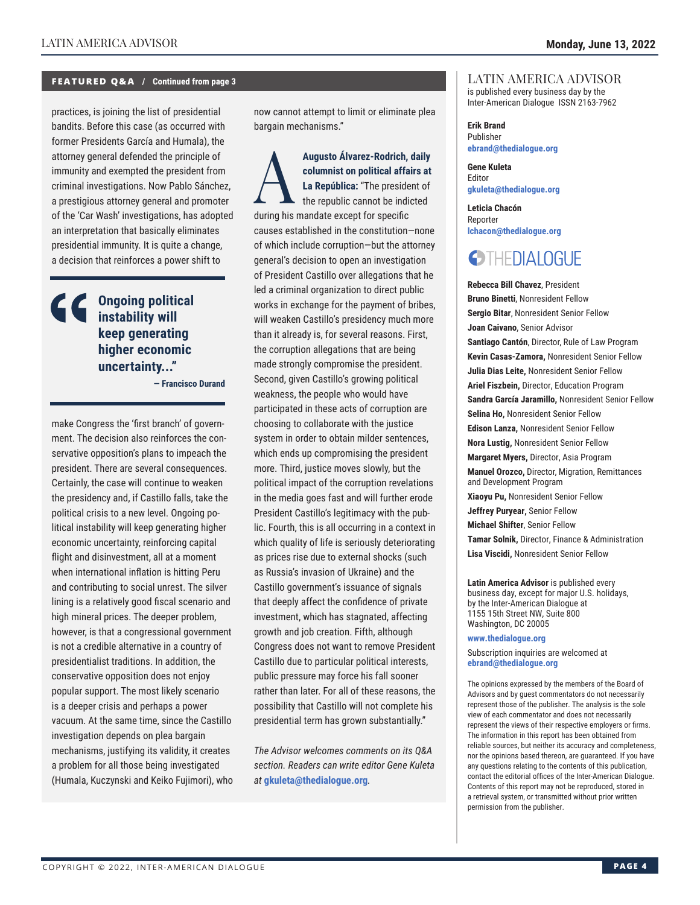**FEATURED Q&A / Continued from page 3**

practices, is joining the list of presidential bandits. Before this case (as occurred with former Presidents García and Humala), the attorney general defended the principle of immunity and exempted the president from criminal investigations. Now Pablo Sánchez, a prestigious attorney general and promoter of the 'Car Wash' investigations, has adopted an interpretation that basically eliminates presidential immunity. It is quite a change, a decision that reinforces a power shift to make Congress the 'first branch' of government. The decision also reinforces the conservative opposition's plans to impeach the president. There are several consequences. Certainly, the case will continue to weaken the presidency and, if Castillo falls, take the political crisis to a new level. Ongoing political instability will keep generating higher economic uncertainty, reinforcing capital flight and disinvestment, all at a moment when international inflation is hitting Peru and contributing to social unrest. The silver lining is a relatively good fiscal scenario and high mineral prices. The deeper problem, however, is that a congressional government is not a credible alternative in a country of presidentialist traditions. In addition, the conservative opposition does not enjoy popular support. The most likely scenario is a deeper crisis and perhaps a power vacuum. At the same time, since the Castillo investigation depends on plea bargain mechanisms, justifying its validity, it creates a problem for all those being investigated (Humala, Kuczynski and Keiko Fujimori), who now cannot attempt to limit or eliminate plea bargain mechanisms."

> **"Ongoing political instability will keep generating higher economic uncertainty..."**
>
> **— Francisco Durand**

**A** **Augusto Álvarez-Rodrich, daily columnist on political affairs at La República:** "The president of the republic cannot be indicted during his mandate except for specific causes established in the constitution—none of which include corruption—but the attorney general's decision to open an investigation of President Castillo over allegations that he led a criminal organization to direct public works in exchange for the payment of bribes, will weaken Castillo's presidency much more than it already is, for several reasons. First, the corruption allegations that are being made strongly compromise the president. Second, given Castillo's growing political weakness, the people who would have participated in these acts of corruption are choosing to collaborate with the justice system in order to obtain milder sentences, which ends up compromising the president more. Third, justice moves slowly, but the political impact of the corruption revelations in the media goes fast and will further erode President Castillo's legitimacy with the public. Fourth, this is all occurring in a context in which quality of life is seriously deteriorating as prices rise due to external shocks (such as Russia's invasion of Ukraine) and the Castillo government's issuance of signals that deeply affect the confidence of private investment, which has stagnated, affecting growth and job creation. Fifth, although Congress does not want to remove President Castillo due to particular political interests, public pressure may force his fall sooner rather than later. For all of these reasons, the possibility that Castillo will not complete his presidential term has grown substantially."

*The Advisor welcomes comments on its Q&A section. Readers can write editor Gene Kuleta at* **gkuleta@thedialogue.org**.

---

LATIN AMERICA ADVISOR
is published every business day by the Inter-American Dialogue ISSN 2163-7962

**Erik Brand**
Publisher
**ebrand@thedialogue.org**

**Gene Kuleta**
Editor
**gkuleta@thedialogue.org**

**Leticia Chacón**
Reporter
**lchacon@thedialogue.org**

THEDIALOGUE

**Rebecca Bill Chavez**, President
**Bruno Binetti**, Nonresident Fellow
**Sergio Bitar**, Nonresident Senior Fellow
**Joan Caivano**, Senior Advisor
**Santiago Cantón**, Director, Rule of Law Program
**Kevin Casas-Zamora,** Nonresident Senior Fellow
**Julia Dias Leite,** Nonresident Senior Fellow
**Ariel Fiszbein,** Director, Education Program
**Sandra García Jaramillo,** Nonresident Senior Fellow
**Selina Ho,** Nonresident Senior Fellow
**Edison Lanza,** Nonresident Senior Fellow
**Nora Lustig,** Nonresident Senior Fellow
**Margaret Myers,** Director, Asia Program
**Manuel Orozco,** Director, Migration, Remittances and Development Program
**Xiaoyu Pu,** Nonresident Senior Fellow
**Jeffrey Puryear,** Senior Fellow
**Michael Shifter**, Senior Fellow
**Tamar Solnik,** Director, Finance & Administration
**Lisa Viscidi,** Nonresident Senior Fellow

**Latin America Advisor** is published every business day, except for major U.S. holidays, by the Inter-American Dialogue at 1155 15th Street NW, Suite 800 Washington, DC 20005

**www.thedialogue.org**

Subscription inquiries are welcomed at **ebrand@thedialogue.org**

The opinions expressed by the members of the Board of Advisors and by guest commentators do not necessarily represent those of the publisher. The analysis is the sole view of each commentator and does not necessarily represent the views of their respective employers or firms. The information in this report has been obtained from reliable sources, but neither its accuracy and completeness, nor the opinions based thereon, are guaranteed. If you have any questions relating to the contents of this publication, contact the editorial offices of the Inter-American Dialogue. Contents of this report may not be reproduced, stored in a retrieval system, or transmitted without prior written permission from the publisher.